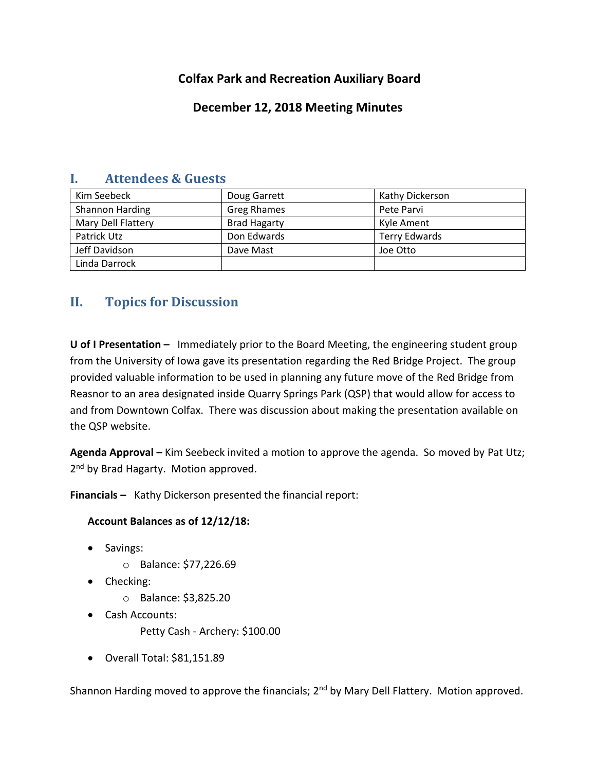# Colfax Park and Recreation Auxiliary Board

## December 12, 2018 Meeting Minutes

## I. Attendees & Guests

| | | |
|---|---|---|
| Kim Seebeck | Doug Garrett | Kathy Dickerson |
| Shannon Harding | Greg Rhames | Pete Parvi |
| Mary Dell Flattery | Brad Hagarty | Kyle Ament |
| Patrick Utz | Don Edwards | Terry Edwards |
| Jeff Davidson | Dave Mast | Joe Otto |
| Linda Darrock | | |

## II. Topics for Discussion

**U of I Presentation –** Immediately prior to the Board Meeting, the engineering student group from the University of Iowa gave its presentation regarding the Red Bridge Project. The group provided valuable information to be used in planning any future move of the Red Bridge from Reasnor to an area designated inside Quarry Springs Park (QSP) that would allow for access to and from Downtown Colfax. There was discussion about making the presentation available on the QSP website.

**Agenda Approval –** Kim Seebeck invited a motion to approve the agenda. So moved by Pat Utz; 2nd by Brad Hagarty. Motion approved.

**Financials –** Kathy Dickerson presented the financial report:

**Account Balances as of 12/12/18:**

- Savings:
  - Balance: $77,226.69
- Checking:
  - Balance: $3,825.20
- Cash Accounts:

  Petty Cash - Archery: $100.00
- Overall Total: $81,151.89

Shannon Harding moved to approve the financials; 2nd by Mary Dell Flattery. Motion approved.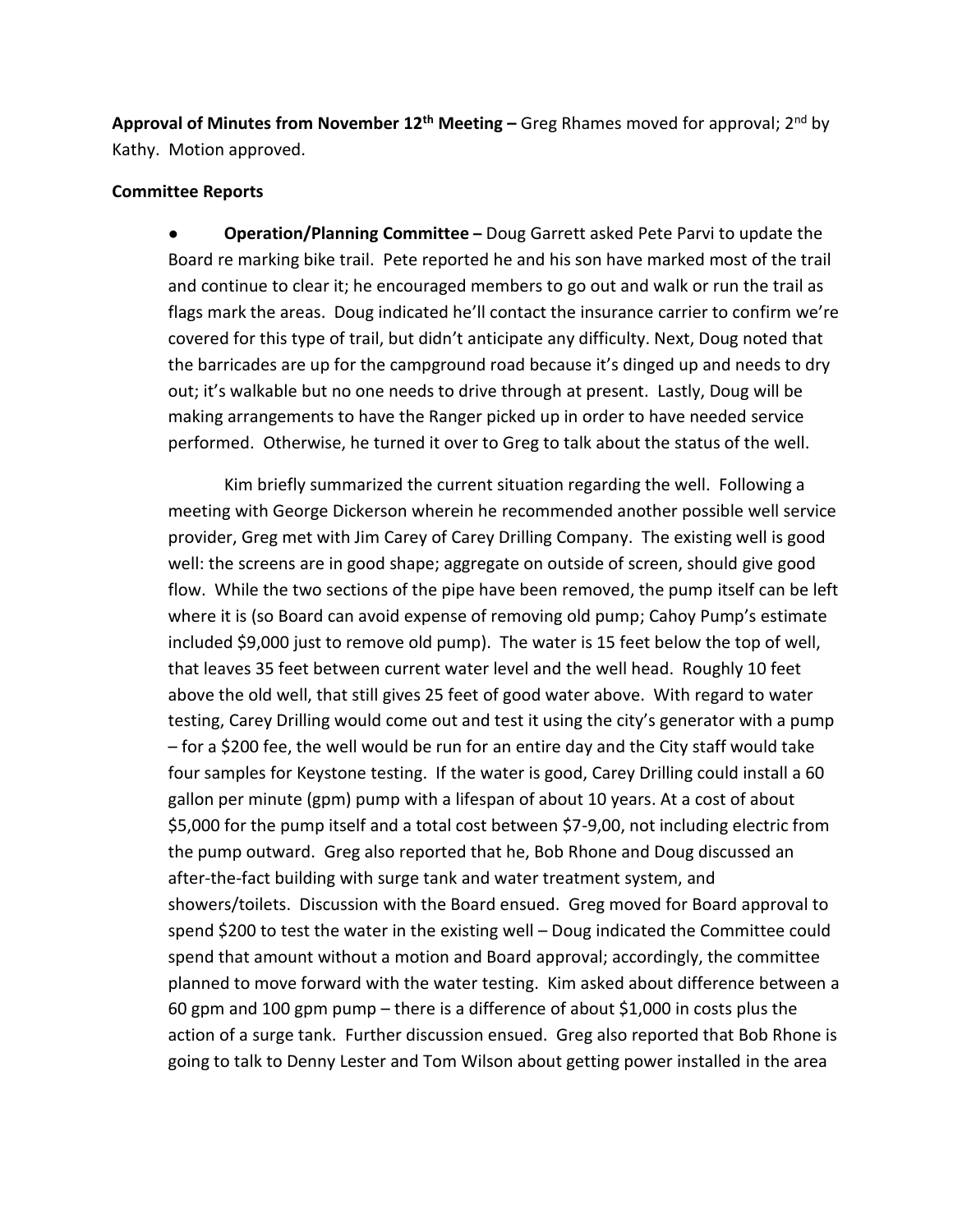**Approval of Minutes from November 12th Meeting –** Greg Rhames moved for approval; 2nd by Kathy. Motion approved.

**Committee Reports**

- **Operation/Planning Committee –** Doug Garrett asked Pete Parvi to update the Board re marking bike trail. Pete reported he and his son have marked most of the trail and continue to clear it; he encouraged members to go out and walk or run the trail as flags mark the areas. Doug indicated he'll contact the insurance carrier to confirm we're covered for this type of trail, but didn't anticipate any difficulty. Next, Doug noted that the barricades are up for the campground road because it's dinged up and needs to dry out; it's walkable but no one needs to drive through at present. Lastly, Doug will be making arrangements to have the Ranger picked up in order to have needed service performed. Otherwise, he turned it over to Greg to talk about the status of the well.

  Kim briefly summarized the current situation regarding the well. Following a meeting with George Dickerson wherein he recommended another possible well service provider, Greg met with Jim Carey of Carey Drilling Company. The existing well is good well: the screens are in good shape; aggregate on outside of screen, should give good flow. While the two sections of the pipe have been removed, the pump itself can be left where it is (so Board can avoid expense of removing old pump; Cahoy Pump's estimate included $9,000 just to remove old pump). The water is 15 feet below the top of well, that leaves 35 feet between current water level and the well head. Roughly 10 feet above the old well, that still gives 25 feet of good water above. With regard to water testing, Carey Drilling would come out and test it using the city's generator with a pump – for a $200 fee, the well would be run for an entire day and the City staff would take four samples for Keystone testing. If the water is good, Carey Drilling could install a 60 gallon per minute (gpm) pump with a lifespan of about 10 years. At a cost of about $5,000 for the pump itself and a total cost between $7-9,00, not including electric from the pump outward. Greg also reported that he, Bob Rhone and Doug discussed an after-the-fact building with surge tank and water treatment system, and showers/toilets. Discussion with the Board ensued. Greg moved for Board approval to spend $200 to test the water in the existing well – Doug indicated the Committee could spend that amount without a motion and Board approval; accordingly, the committee planned to move forward with the water testing. Kim asked about difference between a 60 gpm and 100 gpm pump – there is a difference of about $1,000 in costs plus the action of a surge tank. Further discussion ensued. Greg also reported that Bob Rhone is going to talk to Denny Lester and Tom Wilson about getting power installed in the area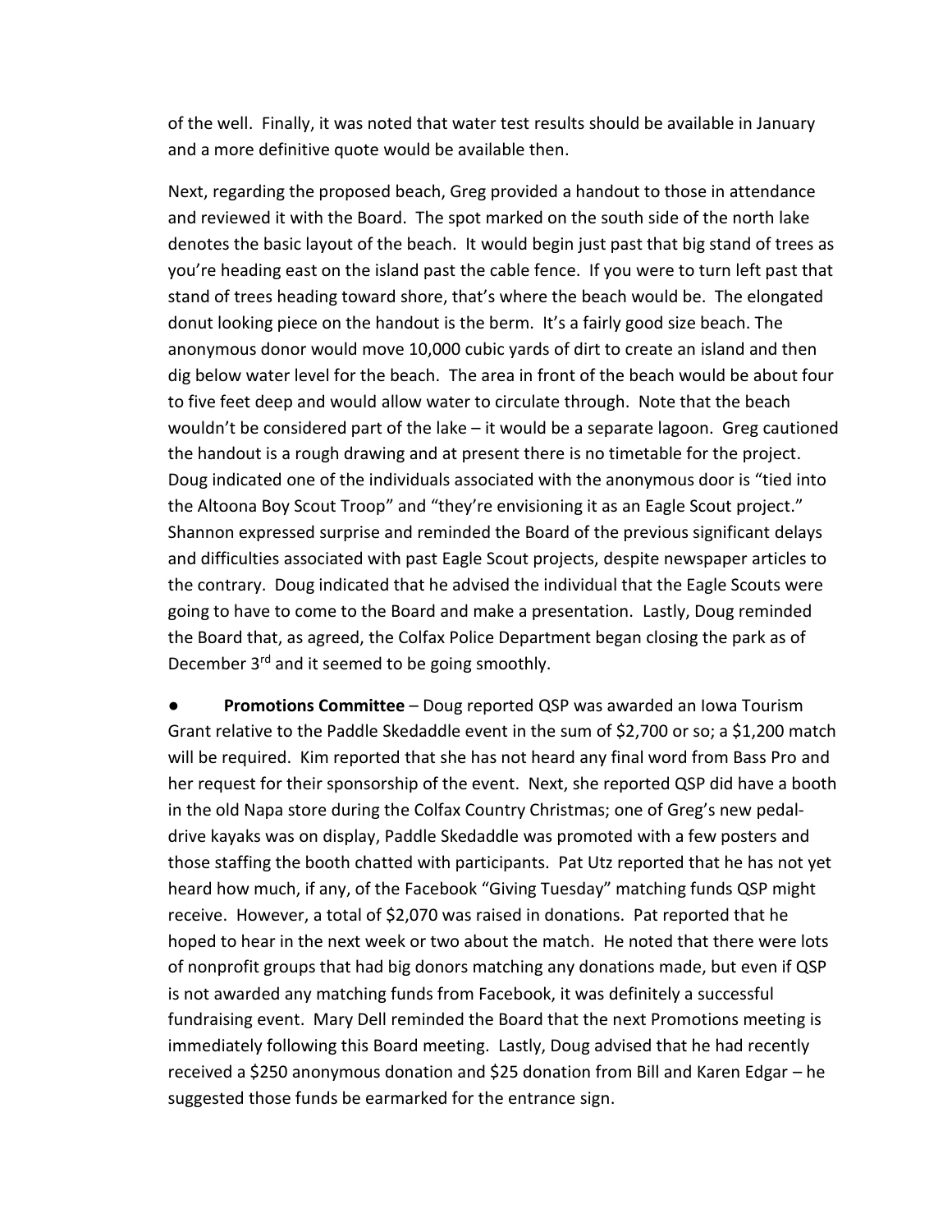of the well. Finally, it was noted that water test results should be available in January and a more definitive quote would be available then.

Next, regarding the proposed beach, Greg provided a handout to those in attendance and reviewed it with the Board. The spot marked on the south side of the north lake denotes the basic layout of the beach. It would begin just past that big stand of trees as you're heading east on the island past the cable fence. If you were to turn left past that stand of trees heading toward shore, that's where the beach would be. The elongated donut looking piece on the handout is the berm. It's a fairly good size beach. The anonymous donor would move 10,000 cubic yards of dirt to create an island and then dig below water level for the beach. The area in front of the beach would be about four to five feet deep and would allow water to circulate through. Note that the beach wouldn't be considered part of the lake – it would be a separate lagoon. Greg cautioned the handout is a rough drawing and at present there is no timetable for the project. Doug indicated one of the individuals associated with the anonymous door is "tied into the Altoona Boy Scout Troop" and "they're envisioning it as an Eagle Scout project." Shannon expressed surprise and reminded the Board of the previous significant delays and difficulties associated with past Eagle Scout projects, despite newspaper articles to the contrary. Doug indicated that he advised the individual that the Eagle Scouts were going to have to come to the Board and make a presentation. Lastly, Doug reminded the Board that, as agreed, the Colfax Police Department began closing the park as of December 3rd and it seemed to be going smoothly.

- **Promotions Committee** – Doug reported QSP was awarded an Iowa Tourism Grant relative to the Paddle Skedaddle event in the sum of $2,700 or so; a $1,200 match will be required. Kim reported that she has not heard any final word from Bass Pro and her request for their sponsorship of the event. Next, she reported QSP did have a booth in the old Napa store during the Colfax Country Christmas; one of Greg's new pedal-drive kayaks was on display, Paddle Skedaddle was promoted with a few posters and those staffing the booth chatted with participants. Pat Utz reported that he has not yet heard how much, if any, of the Facebook "Giving Tuesday" matching funds QSP might receive. However, a total of $2,070 was raised in donations. Pat reported that he hoped to hear in the next week or two about the match. He noted that there were lots of nonprofit groups that had big donors matching any donations made, but even if QSP is not awarded any matching funds from Facebook, it was definitely a successful fundraising event. Mary Dell reminded the Board that the next Promotions meeting is immediately following this Board meeting. Lastly, Doug advised that he had recently received a $250 anonymous donation and $25 donation from Bill and Karen Edgar – he suggested those funds be earmarked for the entrance sign.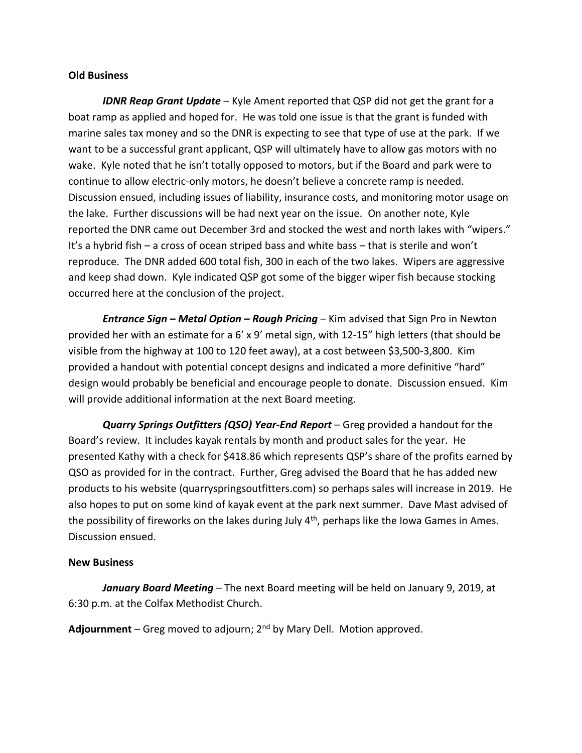**Old Business**

***IDNR Reap Grant Update*** – Kyle Ament reported that QSP did not get the grant for a boat ramp as applied and hoped for. He was told one issue is that the grant is funded with marine sales tax money and so the DNR is expecting to see that type of use at the park. If we want to be a successful grant applicant, QSP will ultimately have to allow gas motors with no wake. Kyle noted that he isn't totally opposed to motors, but if the Board and park were to continue to allow electric-only motors, he doesn't believe a concrete ramp is needed. Discussion ensued, including issues of liability, insurance costs, and monitoring motor usage on the lake. Further discussions will be had next year on the issue. On another note, Kyle reported the DNR came out December 3rd and stocked the west and north lakes with "wipers." It's a hybrid fish – a cross of ocean striped bass and white bass – that is sterile and won't reproduce. The DNR added 600 total fish, 300 in each of the two lakes. Wipers are aggressive and keep shad down. Kyle indicated QSP got some of the bigger wiper fish because stocking occurred here at the conclusion of the project.

***Entrance Sign – Metal Option – Rough Pricing*** – Kim advised that Sign Pro in Newton provided her with an estimate for a 6' x 9' metal sign, with 12-15" high letters (that should be visible from the highway at 100 to 120 feet away), at a cost between $3,500-3,800. Kim provided a handout with potential concept designs and indicated a more definitive "hard" design would probably be beneficial and encourage people to donate. Discussion ensued. Kim will provide additional information at the next Board meeting.

***Quarry Springs Outfitters (QSO) Year-End Report*** – Greg provided a handout for the Board's review. It includes kayak rentals by month and product sales for the year. He presented Kathy with a check for $418.86 which represents QSP's share of the profits earned by QSO as provided for in the contract. Further, Greg advised the Board that he has added new products to his website (quarryspringsoutfitters.com) so perhaps sales will increase in 2019. He also hopes to put on some kind of kayak event at the park next summer. Dave Mast advised of the possibility of fireworks on the lakes during July 4th, perhaps like the Iowa Games in Ames. Discussion ensued.

**New Business**

***January Board Meeting*** – The next Board meeting will be held on January 9, 2019, at 6:30 p.m. at the Colfax Methodist Church.

**Adjournment** – Greg moved to adjourn; 2nd by Mary Dell. Motion approved.